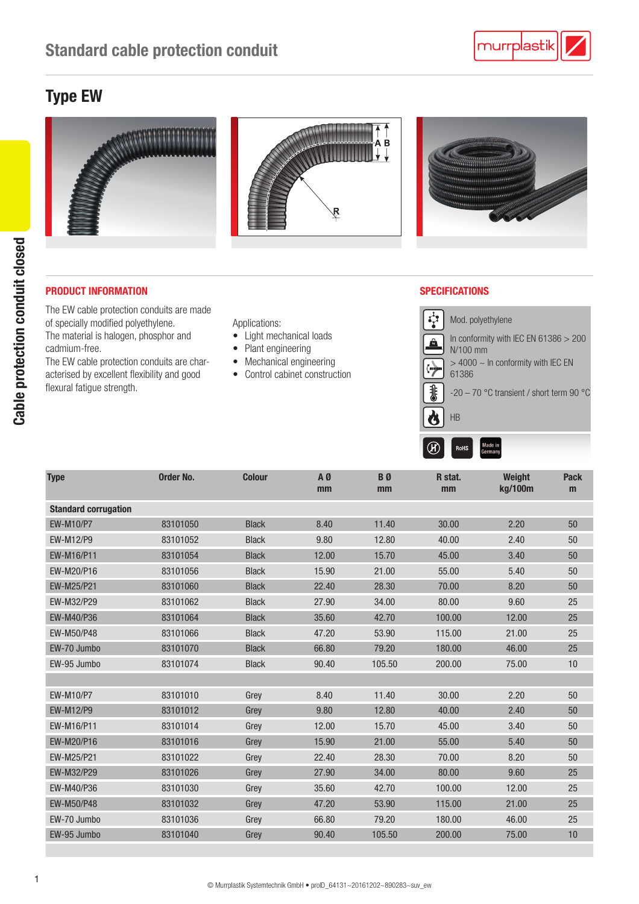# Standard cable protection conduit

## Type EW

### PRODUCT INFORMATION

The EW cable protection conduits are made of specially modified polyethylene.
The material is halogen, phosphor and cadmium-free.
The EW cable protection conduits are characterised by excellent flexibility and good flexural fatigue strength.

Applications:

- Light mechanical loads
- Plant engineering
- Mechanical engineering
- Control cabinet construction

### SPECIFICATIONS

- Mod. polyethylene
- In conformity with IEC EN 61386 > 200 N/100 mm
- > 4000 ~ In conformity with IEC EN 61386
- -20 – 70 °C transient / short term 90 °C
- HB

RoHS · Made in Germany

| Type | Order No. | Colour | A Ø mm | B Ø mm | R stat. mm | Weight kg/100m | Pack m |
|---|---|---|---|---|---|---|---|
| **Standard corrugation** | | | | | | | |
| EW-M10/P7 | 83101050 | Black | 8.40 | 11.40 | 30.00 | 2.20 | 50 |
| EW-M12/P9 | 83101052 | Black | 9.80 | 12.80 | 40.00 | 2.40 | 50 |
| EW-M16/P11 | 83101054 | Black | 12.00 | 15.70 | 45.00 | 3.40 | 50 |
| EW-M20/P16 | 83101056 | Black | 15.90 | 21.00 | 55.00 | 5.40 | 50 |
| EW-M25/P21 | 83101060 | Black | 22.40 | 28.30 | 70.00 | 8.20 | 50 |
| EW-M32/P29 | 83101062 | Black | 27.90 | 34.00 | 80.00 | 9.60 | 25 |
| EW-M40/P36 | 83101064 | Black | 35.60 | 42.70 | 100.00 | 12.00 | 25 |
| EW-M50/P48 | 83101066 | Black | 47.20 | 53.90 | 115.00 | 21.00 | 25 |
| EW-70 Jumbo | 83101070 | Black | 66.80 | 79.20 | 180.00 | 46.00 | 25 |
| EW-95 Jumbo | 83101074 | Black | 90.40 | 105.50 | 200.00 | 75.00 | 10 |
| | | | | | | | |
| EW-M10/P7 | 83101010 | Grey | 8.40 | 11.40 | 30.00 | 2.20 | 50 |
| EW-M12/P9 | 83101012 | Grey | 9.80 | 12.80 | 40.00 | 2.40 | 50 |
| EW-M16/P11 | 83101014 | Grey | 12.00 | 15.70 | 45.00 | 3.40 | 50 |
| EW-M20/P16 | 83101016 | Grey | 15.90 | 21.00 | 55.00 | 5.40 | 50 |
| EW-M25/P21 | 83101022 | Grey | 22.40 | 28.30 | 70.00 | 8.20 | 50 |
| EW-M32/P29 | 83101026 | Grey | 27.90 | 34.00 | 80.00 | 9.60 | 25 |
| EW-M40/P36 | 83101030 | Grey | 35.60 | 42.70 | 100.00 | 12.00 | 25 |
| EW-M50/P48 | 83101032 | Grey | 47.20 | 53.90 | 115.00 | 21.00 | 25 |
| EW-70 Jumbo | 83101036 | Grey | 66.80 | 79.20 | 180.00 | 46.00 | 25 |
| EW-95 Jumbo | 83101040 | Grey | 90.40 | 105.50 | 200.00 | 75.00 | 10 |

© Murrplastik Systemtechnik GmbH • proID_64131~20161202~890283~suv_ew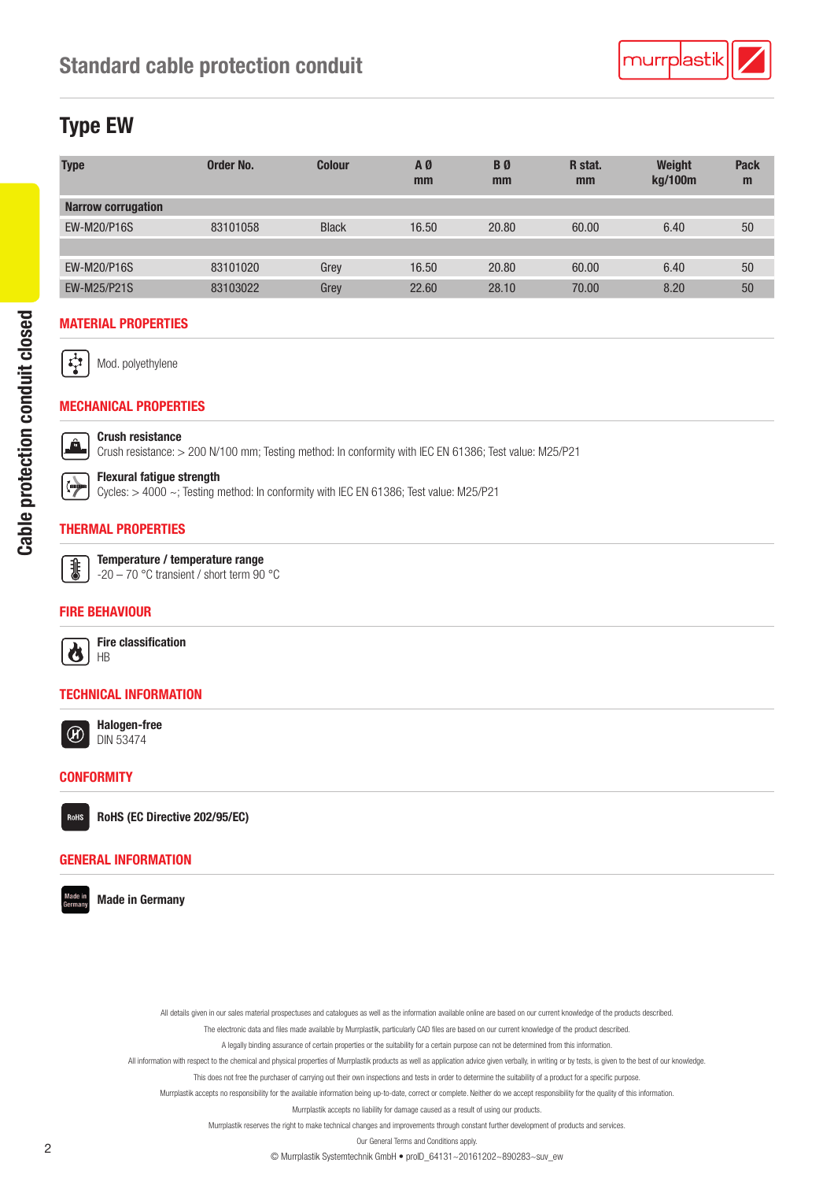# Standard cable protection conduit

## Type EW

| Type | Order No. | Colour | A Ø mm | B Ø mm | R stat. mm | Weight kg/100m | Pack m |
|---|---|---|---|---|---|---|---|
| **Narrow corrugation** | | | | | | | |
| EW-M20/P16S | 83101058 | Black | 16.50 | 20.80 | 60.00 | 6.40 | 50 |
| | | | | | | | |
| EW-M20/P16S | 83101020 | Grey | 16.50 | 20.80 | 60.00 | 6.40 | 50 |
| EW-M25/P21S | 83103022 | Grey | 22.60 | 28.10 | 70.00 | 8.20 | 50 |

### MATERIAL PROPERTIES

Mod. polyethylene

### MECHANICAL PROPERTIES

**Crush resistance**
Crush resistance: > 200 N/100 mm; Testing method: In conformity with IEC EN 61386; Test value: M25/P21

**Flexural fatigue strength**
Cycles: > 4000 ~; Testing method: In conformity with IEC EN 61386; Test value: M25/P21

### THERMAL PROPERTIES

**Temperature / temperature range**
-20 – 70 °C transient / short term 90 °C

### FIRE BEHAVIOUR

**Fire classification**
HB

### TECHNICAL INFORMATION

**Halogen-free**
DIN 53474

### CONFORMITY

**RoHS (EC Directive 202/95/EC)**

### GENERAL INFORMATION

**Made in Germany**

All details given in our sales material prospectuses and catalogues as well as the information available online are based on our current knowledge of the products described.
The electronic data and files made available by Murrplastik, particularly CAD files are based on our current knowledge of the product described.
A legally binding assurance of certain properties or the suitability for a certain purpose can not be determined from this information.
All information with respect to the chemical and physical properties of Murrplastik products as well as application advice given verbally, in writing or by tests, is given to the best of our knowledge.
This does not free the purchaser of carrying out their own inspections and tests in order to determine the suitability of a product for a specific purpose.
Murrplastik accepts no responsibility for the available information being up-to-date, correct or complete. Neither do we accept responsibility for the quality of this information.
Murrplastik accepts no liability for damage caused as a result of using our products.
Murrplastik reserves the right to make technical changes and improvements through constant further development of products and services.
Our General Terms and Conditions apply.

© Murrplastik Systemtechnik GmbH • proID_64131~20161202~890283~suv_ew